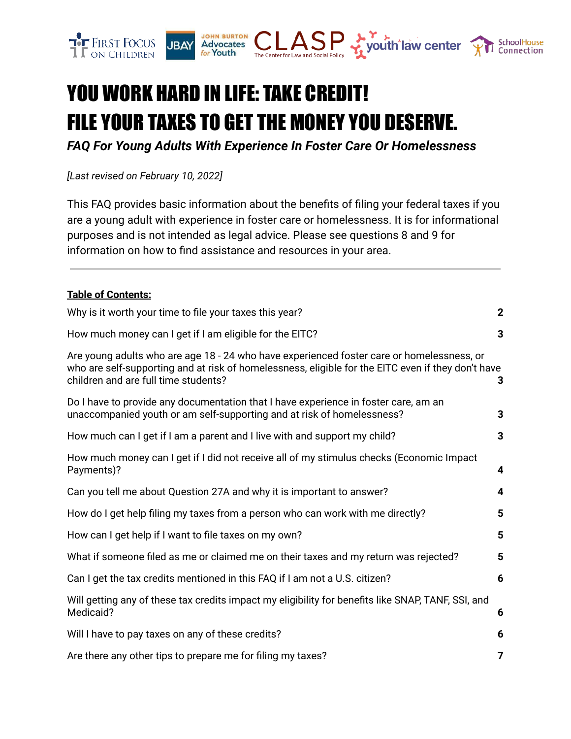# YOU WORK HARD IN LIFE: TAKE CREDIT!
# FILE YOUR TAXES TO GET THE MONEY YOU DESERVE.

***FAQ For Young Adults With Experience In Foster Care Or Homelessness***

*[Last revised on February 10, 2022]*

This FAQ provides basic information about the benefits of filing your federal taxes if you are a young adult with experience in foster care or homelessness. It is for informational purposes and is not intended as legal advice. Please see questions 8 and 9 for information on how to find assistance and resources in your area.

---

**Table of Contents:**

| | |
|---|---|
| Why is it worth your time to file your taxes this year? | **2** |
| How much money can I get if I am eligible for the EITC? | **3** |
| Are young adults who are age 18 - 24 who have experienced foster care or homelessness, or who are self-supporting and at risk of homelessness, eligible for the EITC even if they don't have children and are full time students? | **3** |
| Do I have to provide any documentation that I have experience in foster care, am an unaccompanied youth or am self-supporting and at risk of homelessness? | **3** |
| How much can I get if I am a parent and I live with and support my child? | **3** |
| How much money can I get if I did not receive all of my stimulus checks (Economic Impact Payments)? | **4** |
| Can you tell me about Question 27A and why it is important to answer? | **4** |
| How do I get help filing my taxes from a person who can work with me directly? | **5** |
| How can I get help if I want to file taxes on my own? | **5** |
| What if someone filed as me or claimed me on their taxes and my return was rejected? | **5** |
| Can I get the tax credits mentioned in this FAQ if I am not a U.S. citizen? | **6** |
| Will getting any of these tax credits impact my eligibility for benefits like SNAP, TANF, SSI, and Medicaid? | **6** |
| Will I have to pay taxes on any of these credits? | **6** |
| Are there any other tips to prepare me for filing my taxes? | **7** |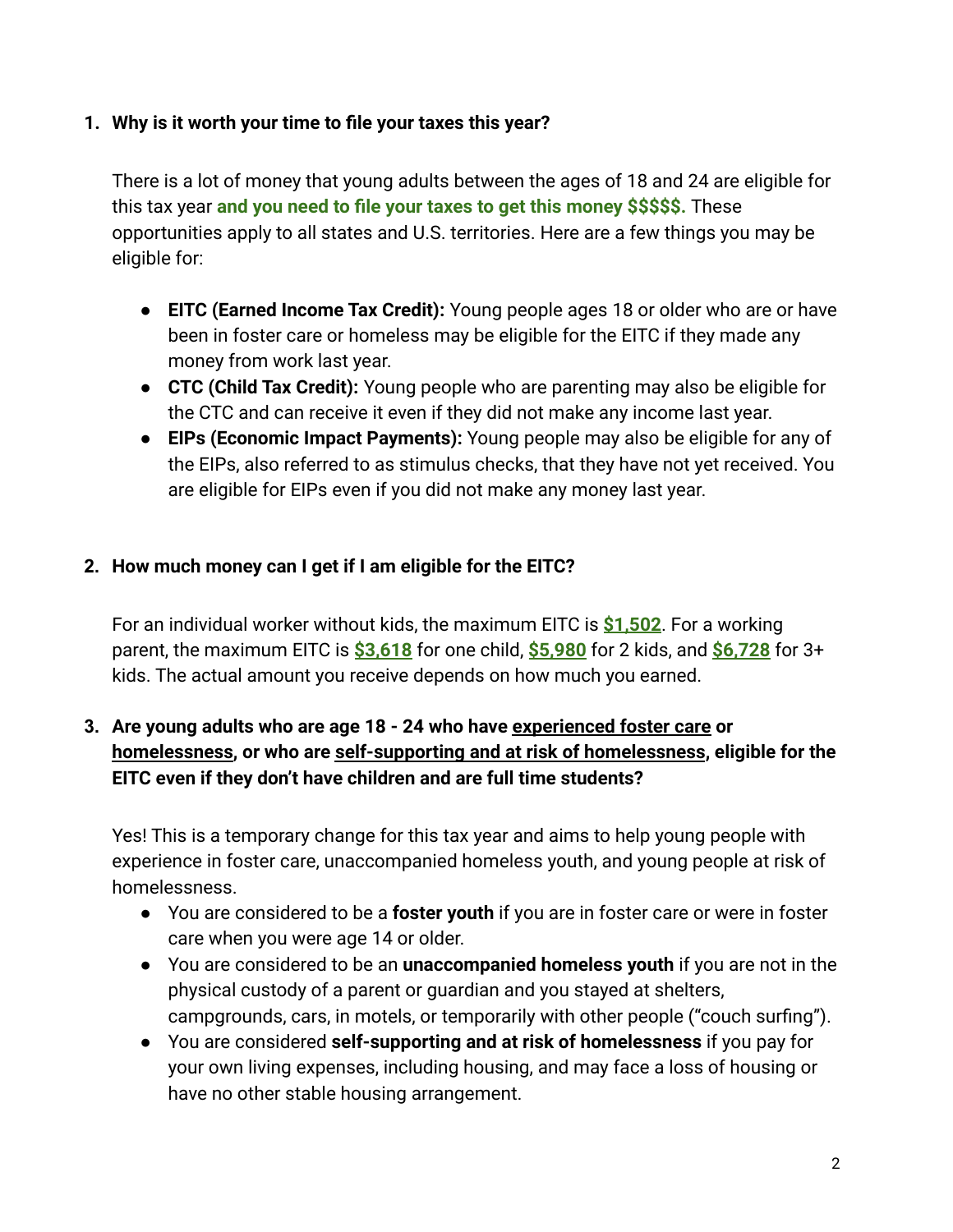1. **Why is it worth your time to file your taxes this year?**

   There is a lot of money that young adults between the ages of 18 and 24 are eligible for this tax year **and you need to file your taxes to get this money $$$$$.** These opportunities apply to all states and U.S. territories. Here are a few things you may be eligible for:

   - **EITC (Earned Income Tax Credit):** Young people ages 18 or older who are or have been in foster care or homeless may be eligible for the EITC if they made any money from work last year.
   - **CTC (Child Tax Credit):** Young people who are parenting may also be eligible for the CTC and can receive it even if they did not make any income last year.
   - **EIPs (Economic Impact Payments):** Young people may also be eligible for any of the EIPs, also referred to as stimulus checks, that they have not yet received. You are eligible for EIPs even if you did not make any money last year.

2. **How much money can I get if I am eligible for the EITC?**

   For an individual worker without kids, the maximum EITC is **$1,502**. For a working parent, the maximum EITC is **$3,618** for one child, **$5,980** for 2 kids, and **$6,728** for 3+ kids. The actual amount you receive depends on how much you earned.

3. **Are young adults who are age 18 - 24 who have experienced foster care or homelessness, or who are self-supporting and at risk of homelessness, eligible for the EITC even if they don't have children and are full time students?**

   Yes! This is a temporary change for this tax year and aims to help young people with experience in foster care, unaccompanied homeless youth, and young people at risk of homelessness.

   - You are considered to be a **foster youth** if you are in foster care or were in foster care when you were age 14 or older.
   - You are considered to be an **unaccompanied homeless youth** if you are not in the physical custody of a parent or guardian and you stayed at shelters, campgrounds, cars, in motels, or temporarily with other people ("couch surfing").
   - You are considered **self-supporting and at risk of homelessness** if you pay for your own living expenses, including housing, and may face a loss of housing or have no other stable housing arrangement.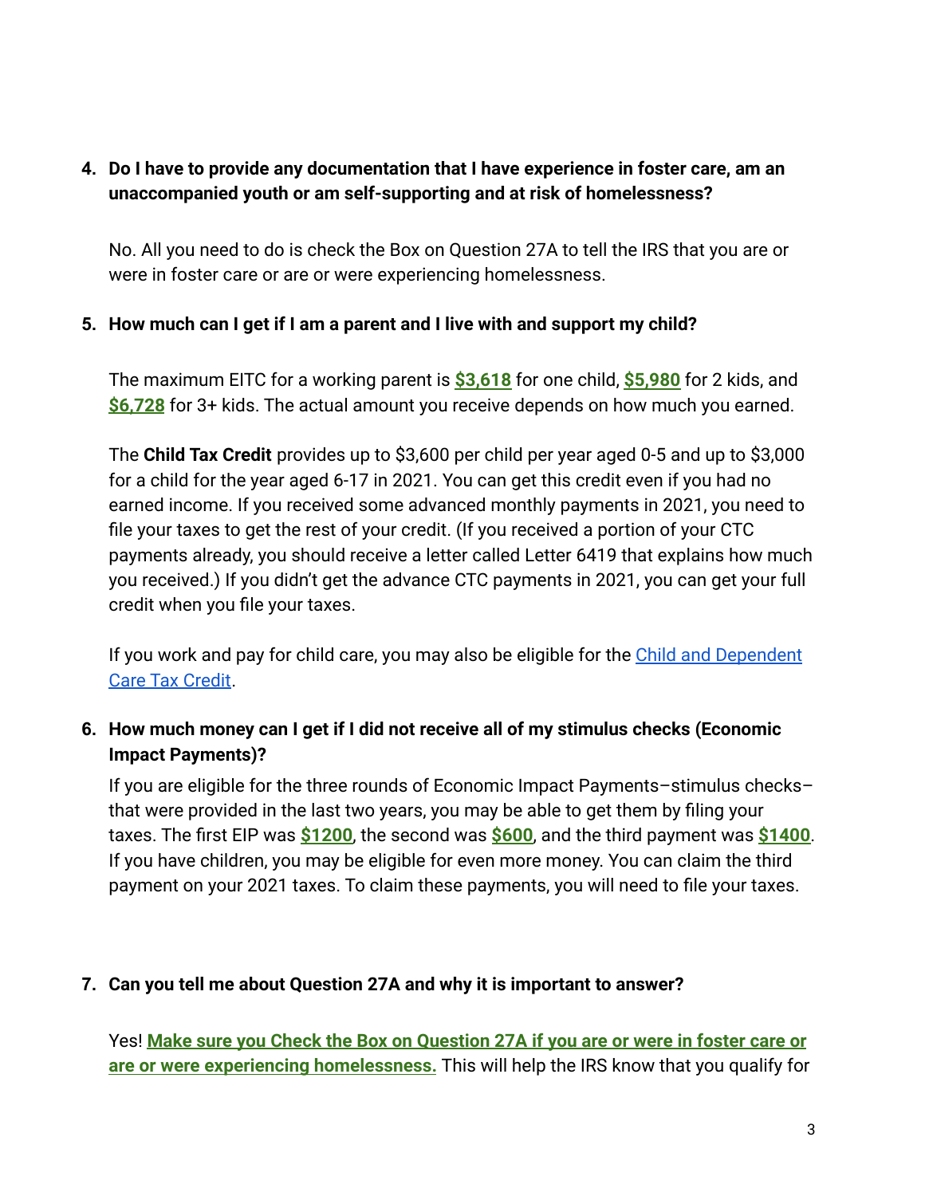4. **Do I have to provide any documentation that I have experience in foster care, am an unaccompanied youth or am self-supporting and at risk of homelessness?**

   No. All you need to do is check the Box on Question 27A to tell the IRS that you are or were in foster care or are or were experiencing homelessness.

5. **How much can I get if I am a parent and I live with and support my child?**

   The maximum EITC for a working parent is **$3,618** for one child, **$5,980** for 2 kids, and **$6,728** for 3+ kids. The actual amount you receive depends on how much you earned.

   The **Child Tax Credit** provides up to $3,600 per child per year aged 0-5 and up to $3,000 for a child for the year aged 6-17 in 2021. You can get this credit even if you had no earned income. If you received some advanced monthly payments in 2021, you need to file your taxes to get the rest of your credit. (If you received a portion of your CTC payments already, you should receive a letter called Letter 6419 that explains how much you received.) If you didn't get the advance CTC payments in 2021, you can get your full credit when you file your taxes.

   If you work and pay for child care, you may also be eligible for the Child and Dependent Care Tax Credit.

6. **How much money can I get if I did not receive all of my stimulus checks (Economic Impact Payments)?**

   If you are eligible for the three rounds of Economic Impact Payments–stimulus checks– that were provided in the last two years, you may be able to get them by filing your taxes. The first EIP was **$1200**, the second was **$600**, and the third payment was **$1400**. If you have children, you may be eligible for even more money. You can claim the third payment on your 2021 taxes. To claim these payments, you will need to file your taxes.

7. **Can you tell me about Question 27A and why it is important to answer?**

   Yes! **Make sure you Check the Box on Question 27A if you are or were in foster care or are or were experiencing homelessness.** This will help the IRS know that you qualify for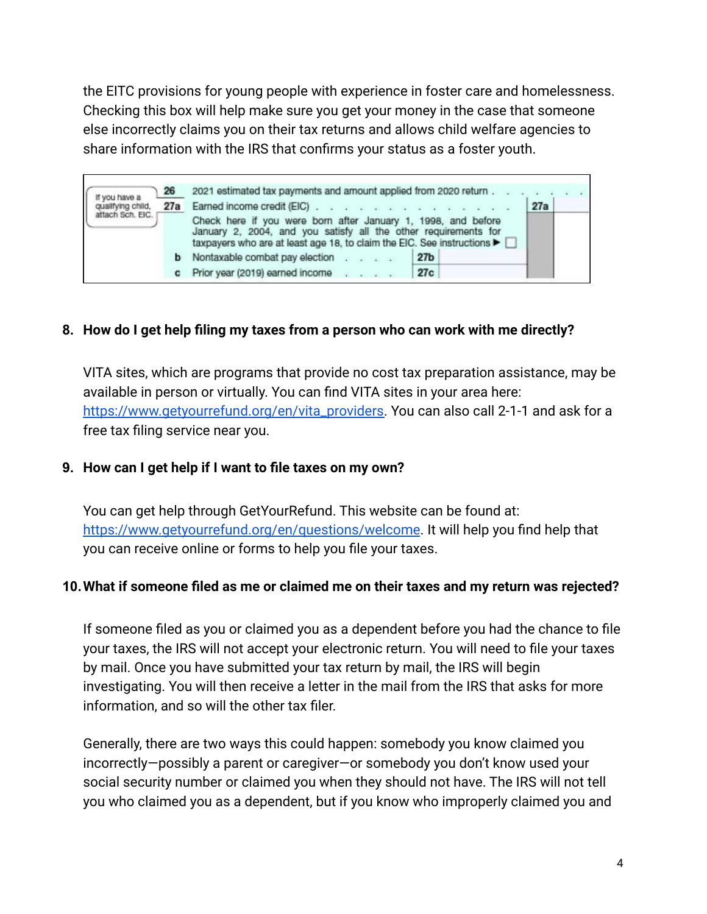the EITC provisions for young people with experience in foster care and homelessness. Checking this box will help make sure you get your money in the case that someone else incorrectly claims you on their tax returns and allows child welfare agencies to share information with the IRS that confirms your status as a foster youth.

| | | | | |
|---|---|---|---|---|
| If you have a qualifying child, attach Sch. EIC. | 26 | 2021 estimated tax payments and amount applied from 2020 return . . . . . . . | | |
| | 27a | Earned income credit (EIC) . . . . . . . . . . . . . . . . Check here if you were born after January 1, 1998, and before January 2, 2004, and you satisfy all the other requirements for taxpayers who are at least age 18, to claim the EIC. See instructions ▶ ☐ | | 27a |
| | b | Nontaxable combat pay election . . . . | 27b | |
| | c | Prior year (2019) earned income . . . . | 27c | |

8. **How do I get help filing my taxes from a person who can work with me directly?**

   VITA sites, which are programs that provide no cost tax preparation assistance, may be available in person or virtually. You can find VITA sites in your area here: https://www.getyourrefund.org/en/vita_providers. You can also call 2-1-1 and ask for a free tax filing service near you.

9. **How can I get help if I want to file taxes on my own?**

   You can get help through GetYourRefund. This website can be found at: https://www.getyourrefund.org/en/questions/welcome. It will help you find help that you can receive online or forms to help you file your taxes.

10. **What if someone filed as me or claimed me on their taxes and my return was rejected?**

    If someone filed as you or claimed you as a dependent before you had the chance to file your taxes, the IRS will not accept your electronic return. You will need to file your taxes by mail. Once you have submitted your tax return by mail, the IRS will begin investigating. You will then receive a letter in the mail from the IRS that asks for more information, and so will the other tax filer.

    Generally, there are two ways this could happen: somebody you know claimed you incorrectly—possibly a parent or caregiver—or somebody you don't know used your social security number or claimed you when they should not have. The IRS will not tell you who claimed you as a dependent, but if you know who improperly claimed you and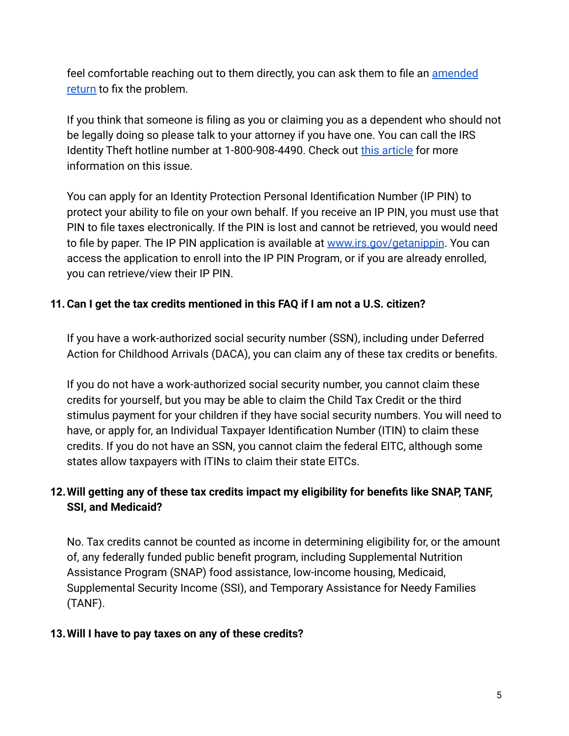feel comfortable reaching out to them directly, you can ask them to file an amended return to fix the problem.

If you think that someone is filing as you or claiming you as a dependent who should not be legally doing so please talk to your attorney if you have one. You can call the IRS Identity Theft hotline number at 1-800-908-4490. Check out this article for more information on this issue.

You can apply for an Identity Protection Personal Identification Number (IP PIN) to protect your ability to file on your own behalf. If you receive an IP PIN, you must use that PIN to file taxes electronically. If the PIN is lost and cannot be retrieved, you would need to file by paper. The IP PIN application is available at www.irs.gov/getanippin. You can access the application to enroll into the IP PIN Program, or if you are already enrolled, you can retrieve/view their IP PIN.

**11. Can I get the tax credits mentioned in this FAQ if I am not a U.S. citizen?**

If you have a work-authorized social security number (SSN), including under Deferred Action for Childhood Arrivals (DACA), you can claim any of these tax credits or benefits.

If you do not have a work-authorized social security number, you cannot claim these credits for yourself, but you may be able to claim the Child Tax Credit or the third stimulus payment for your children if they have social security numbers. You will need to have, or apply for, an Individual Taxpayer Identification Number (ITIN) to claim these credits. If you do not have an SSN, you cannot claim the federal EITC, although some states allow taxpayers with ITINs to claim their state EITCs.

**12. Will getting any of these tax credits impact my eligibility for benefits like SNAP, TANF, SSI, and Medicaid?**

No. Tax credits cannot be counted as income in determining eligibility for, or the amount of, any federally funded public benefit program, including Supplemental Nutrition Assistance Program (SNAP) food assistance, low-income housing, Medicaid, Supplemental Security Income (SSI), and Temporary Assistance for Needy Families (TANF).

**13. Will I have to pay taxes on any of these credits?**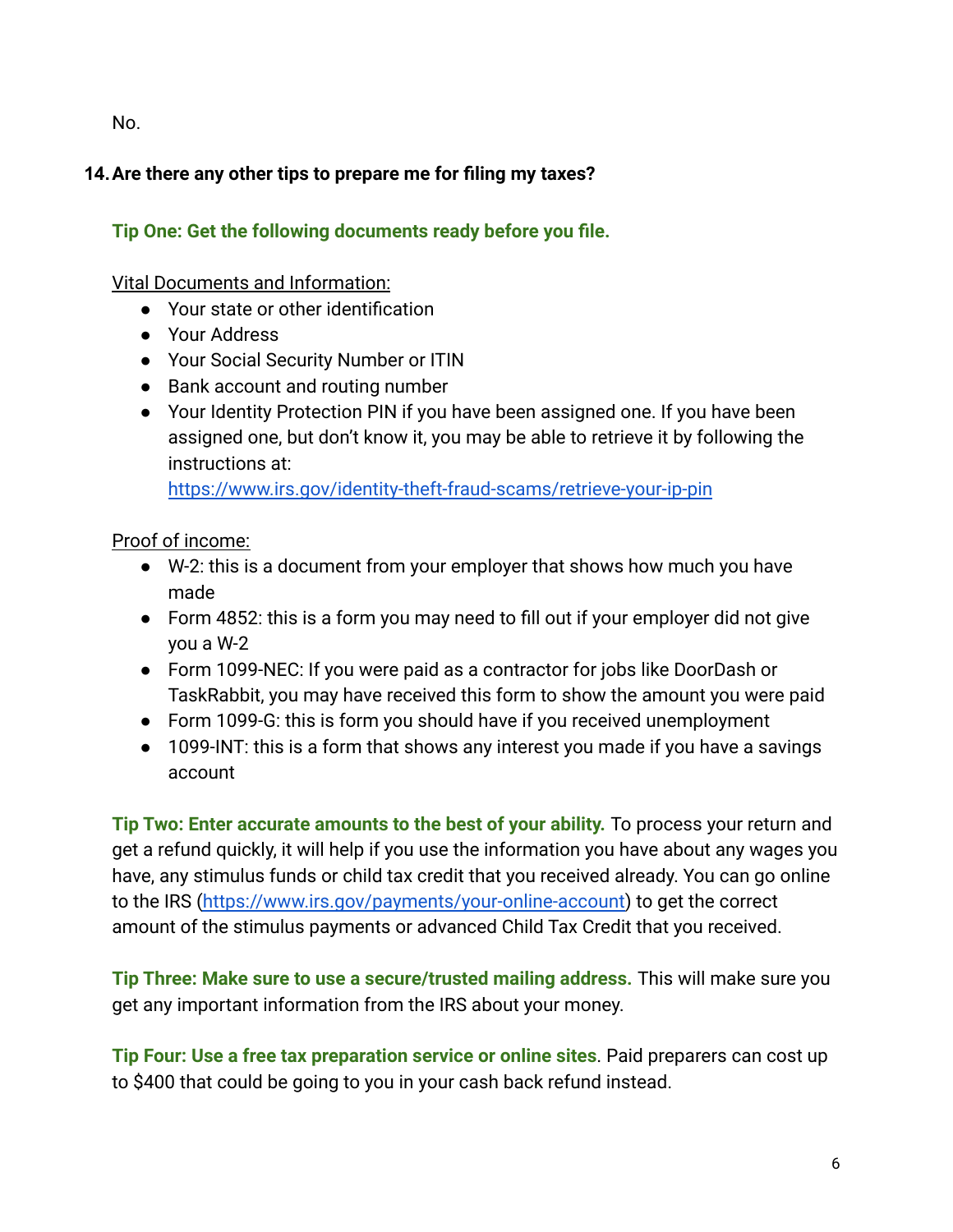No.

14. **Are there any other tips to prepare me for filing my taxes?**

**Tip One: Get the following documents ready before you file.**

Vital Documents and Information:

- Your state or other identification
- Your Address
- Your Social Security Number or ITIN
- Bank account and routing number
- Your Identity Protection PIN if you have been assigned one. If you have been assigned one, but don't know it, you may be able to retrieve it by following the instructions at: https://www.irs.gov/identity-theft-fraud-scams/retrieve-your-ip-pin

Proof of income:

- W-2: this is a document from your employer that shows how much you have made
- Form 4852: this is a form you may need to fill out if your employer did not give you a W-2
- Form 1099-NEC: If you were paid as a contractor for jobs like DoorDash or TaskRabbit, you may have received this form to show the amount you were paid
- Form 1099-G: this is form you should have if you received unemployment
- 1099-INT: this is a form that shows any interest you made if you have a savings account

**Tip Two: Enter accurate amounts to the best of your ability.** To process your return and get a refund quickly, it will help if you use the information you have about any wages you have, any stimulus funds or child tax credit that you received already. You can go online to the IRS (https://www.irs.gov/payments/your-online-account) to get the correct amount of the stimulus payments or advanced Child Tax Credit that you received.

**Tip Three: Make sure to use a secure/trusted mailing address.** This will make sure you get any important information from the IRS about your money.

**Tip Four: Use a free tax preparation service or online sites**. Paid preparers can cost up to $400 that could be going to you in your cash back refund instead.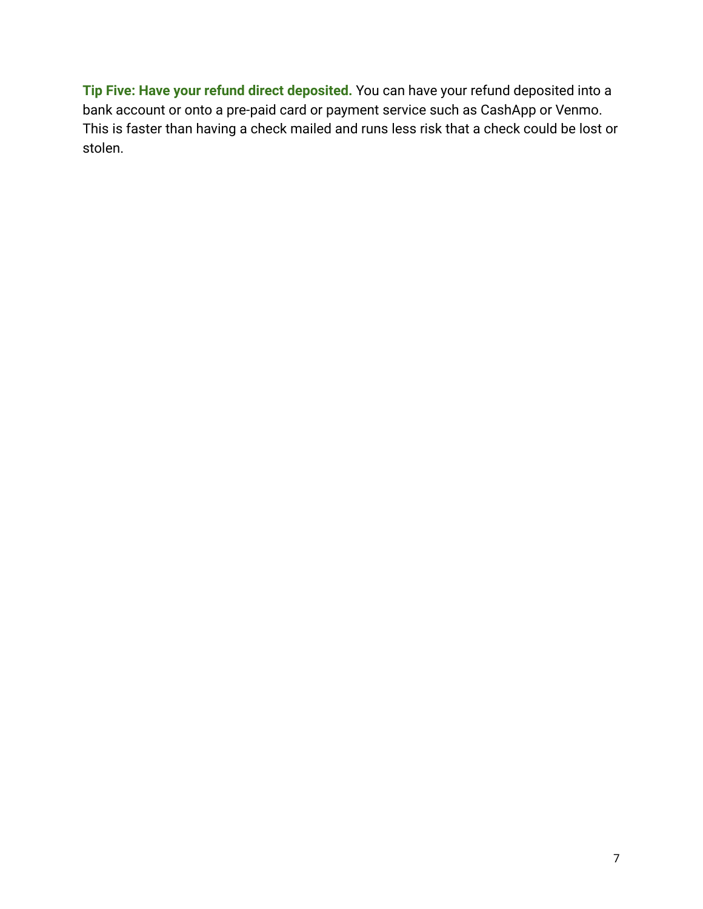**Tip Five: Have your refund direct deposited.** You can have your refund deposited into a bank account or onto a pre-paid card or payment service such as CashApp or Venmo. This is faster than having a check mailed and runs less risk that a check could be lost or stolen.